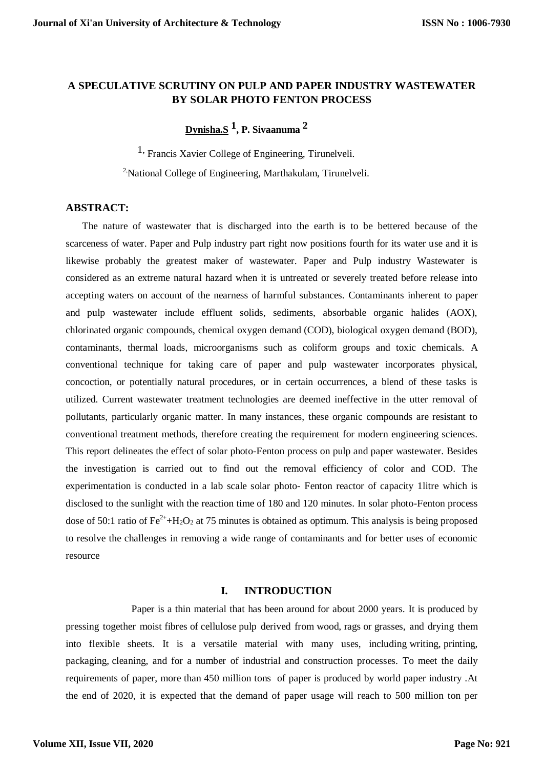# A SPECULATIVE SCRUTINY ON PULP AND PAPER INDUSTRY WASTEWATER BY SOLAR PHOTO FENTON PROCESS

**Dynisha.S [1], P. Sivaanuma [2]**

[1], Francis Xavier College of Engineering, Tirunelveli.

[2], National College of Engineering, Marthakulam, Tirunelveli.

## ABSTRACT:

The nature of wastewater that is discharged into the earth is to be bettered because of the scarceness of water. Paper and Pulp industry part right now positions fourth for its water use and it is likewise probably the greatest maker of wastewater. Paper and Pulp industry Wastewater is considered as an extreme natural hazard when it is untreated or severely treated before release into accepting waters on account of the nearness of harmful substances. Contaminants inherent to paper and pulp wastewater include effluent solids, sediments, absorbable organic halides (AOX), chlorinated organic compounds, chemical oxygen demand (COD), biological oxygen demand (BOD), contaminants, thermal loads, microorganisms such as coliform groups and toxic chemicals. A conventional technique for taking care of paper and pulp wastewater incorporates physical, concoction, or potentially natural procedures, or in certain occurrences, a blend of these tasks is utilized. Current wastewater treatment technologies are deemed ineffective in the utter removal of pollutants, particularly organic matter. In many instances, these organic compounds are resistant to conventional treatment methods, therefore creating the requirement for modern engineering sciences. This report delineates the effect of solar photo-Fenton process on pulp and paper wastewater. Besides the investigation is carried out to find out the removal efficiency of color and COD. The experimentation is conducted in a lab scale solar photo- Fenton reactor of capacity 1litre which is disclosed to the sunlight with the reaction time of 180 and 120 minutes. In solar photo-Fenton process dose of 50:1 ratio of $Fe^{2+}$+$H_2O_2$ at 75 minutes is obtained as optimum. This analysis is being proposed to resolve the challenges in removing a wide range of contaminants and for better uses of economic resource

## I. INTRODUCTION

Paper is a thin material that has been around for about 2000 years. It is produced by pressing together moist fibres of cellulose pulp derived from wood, rags or grasses, and drying them into flexible sheets. It is a versatile material with many uses, including writing, printing, packaging, cleaning, and for a number of industrial and construction processes. To meet the daily requirements of paper, more than 450 million tons of paper is produced by world paper industry .At the end of 2020, it is expected that the demand of paper usage will reach to 500 million ton per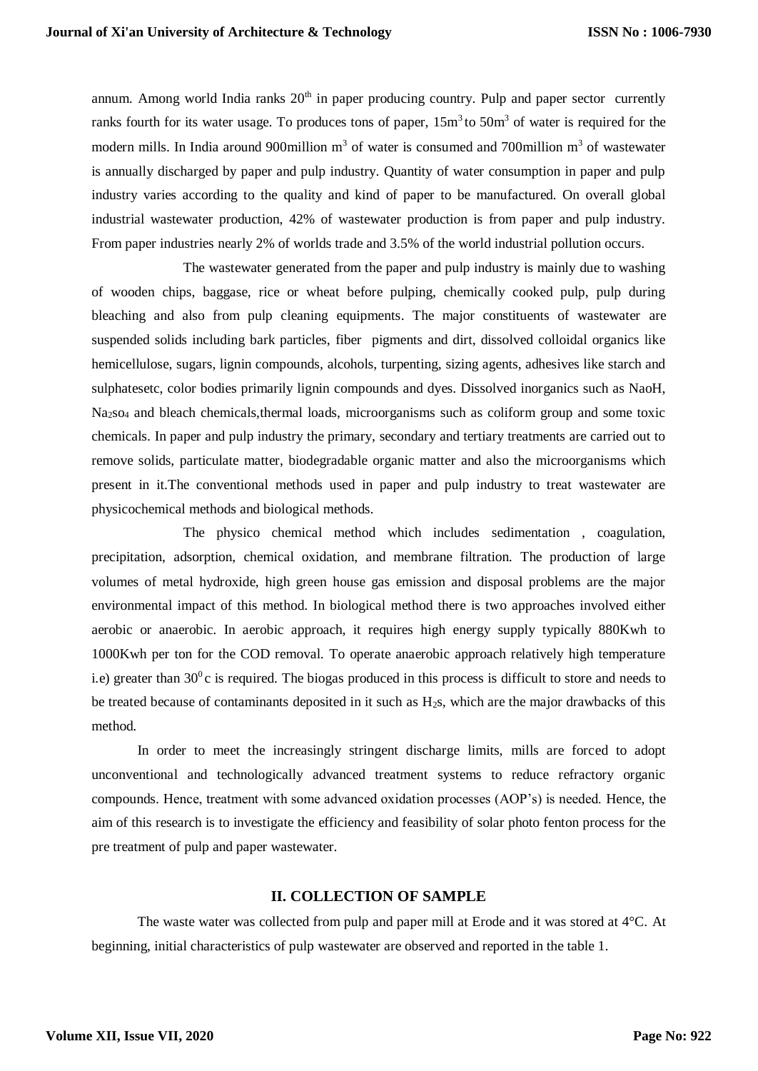annum. Among world India ranks $20^{th}$ in paper producing country. Pulp and paper sector currently ranks fourth for its water usage. To produces tons of paper, $15m^3$ to $50m^3$ of water is required for the modern mills. In India around 900million $m^3$ of water is consumed and 700million $m^3$ of wastewater is annually discharged by paper and pulp industry. Quantity of water consumption in paper and pulp industry varies according to the quality and kind of paper to be manufactured. On overall global industrial wastewater production, 42% of wastewater production is from paper and pulp industry. From paper industries nearly 2% of worlds trade and 3.5% of the world industrial pollution occurs.

The wastewater generated from the paper and pulp industry is mainly due to washing of wooden chips, baggase, rice or wheat before pulping, chemically cooked pulp, pulp during bleaching and also from pulp cleaning equipments. The major constituents of wastewater are suspended solids including bark particles, fiber pigments and dirt, dissolved colloidal organics like hemicellulose, sugars, lignin compounds, alcohols, turpenting, sizing agents, adhesives like starch and sulphatesetc, color bodies primarily lignin compounds and dyes. Dissolved inorganics such as NaoH, $Na_2so_4$ and bleach chemicals,thermal loads, microorganisms such as coliform group and some toxic chemicals. In paper and pulp industry the primary, secondary and tertiary treatments are carried out to remove solids, particulate matter, biodegradable organic matter and also the microorganisms which present in it.The conventional methods used in paper and pulp industry to treat wastewater are physicochemical methods and biological methods.

The physico chemical method which includes sedimentation , coagulation, precipitation, adsorption, chemical oxidation, and membrane filtration. The production of large volumes of metal hydroxide, high green house gas emission and disposal problems are the major environmental impact of this method. In biological method there is two approaches involved either aerobic or anaerobic. In aerobic approach, it requires high energy supply typically 880Kwh to 1000Kwh per ton for the COD removal. To operate anaerobic approach relatively high temperature i.e) greater than $30^0$c is required. The biogas produced in this process is difficult to store and needs to be treated because of contaminants deposited in it such as $H_2s$, which are the major drawbacks of this method.

In order to meet the increasingly stringent discharge limits, mills are forced to adopt unconventional and technologically advanced treatment systems to reduce refractory organic compounds. Hence, treatment with some advanced oxidation processes (AOP's) is needed. Hence, the aim of this research is to investigate the efficiency and feasibility of solar photo fenton process for the pre treatment of pulp and paper wastewater.

## II. COLLECTION OF SAMPLE

The waste water was collected from pulp and paper mill at Erode and it was stored at 4°C. At beginning, initial characteristics of pulp wastewater are observed and reported in the table 1.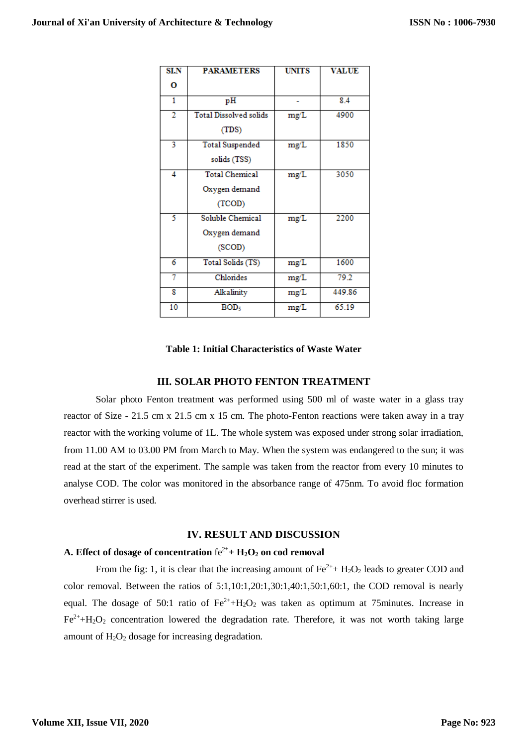| SI.NO | PARAMETERS | UNITS | VALUE |
|---|---|---|---|
| 1 | pH | - | 8.4 |
| 2 | Total Dissolved solids (TDS) | mg/L | 4900 |
| 3 | Total Suspended solids (TSS) | mg/L | 1850 |
| 4 | Total Chemical Oxygen demand (TCOD) | mg/L | 3050 |
| 5 | Soluble Chemical Oxygen demand (SCOD) | mg/L | 2200 |
| 6 | Total Solids (TS) | mg/L | 1600 |
| 7 | Chlorides | mg/L | 79.2 |
| 8 | Alkalinity | mg/L | 449.86 |
| 10 | $BOD_5$ | mg/L | 65.19 |

**Table 1: Initial Characteristics of Waste Water**

## III. SOLAR PHOTO FENTON TREATMENT

Solar photo Fenton treatment was performed using 500 ml of waste water in a glass tray reactor of Size - 21.5 cm x 21.5 cm x 15 cm. The photo-Fenton reactions were taken away in a tray reactor with the working volume of 1L. The whole system was exposed under strong solar irradiation, from 11.00 AM to 03.00 PM from March to May. When the system was endangered to the sun; it was read at the start of the experiment. The sample was taken from the reactor from every 10 minutes to analyse COD. The color was monitored in the absorbance range of 475nm. To avoid floc formation overhead stirrer is used.

## IV. RESULT AND DISCUSSION

### A. Effect of dosage of concentration $fe^{2+}$ + $H_2O_2$ on cod removal

From the fig: 1, it is clear that the increasing amount of $Fe^{2+}$+ $H_2O_2$ leads to greater COD and color removal. Between the ratios of 5:1,10:1,20:1,30:1,40:1,50:1,60:1, the COD removal is nearly equal. The dosage of 50:1 ratio of $Fe^{2+}$+$H_2O_2$ was taken as optimum at 75minutes. Increase in $Fe^{2+}$+$H_2O_2$ concentration lowered the degradation rate. Therefore, it was not worth taking large amount of $H_2O_2$ dosage for increasing degradation.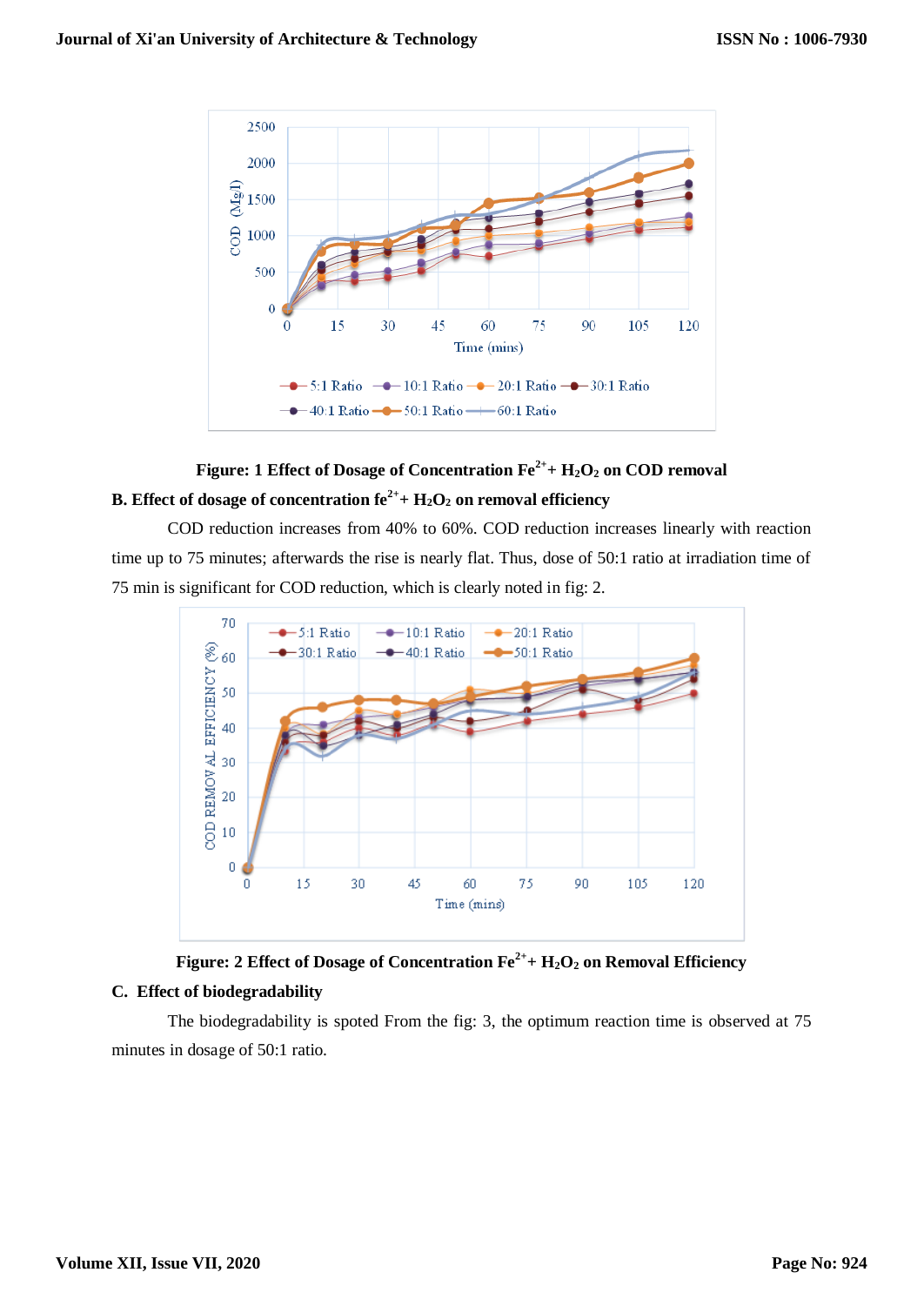**Figure: 1 Effect of Dosage of Concentration $Fe^{2+}$+ $H_2O_2$ on COD removal**

**B. Effect of dosage of concentration $fe^{2+}$+ $H_2O_2$ on removal efficiency**

COD reduction increases from 40% to 60%. COD reduction increases linearly with reaction time up to 75 minutes; afterwards the rise is nearly flat. Thus, dose of 50:1 ratio at irradiation time of 75 min is significant for COD reduction, which is clearly noted in fig: 2.

**Figure: 2 Effect of Dosage of Concentration $Fe^{2+}$+ $H_2O_2$ on Removal Efficiency**

**C. Effect of biodegradability**

The biodegradability is spoted From the fig: 3, the optimum reaction time is observed at 75 minutes in dosage of 50:1 ratio.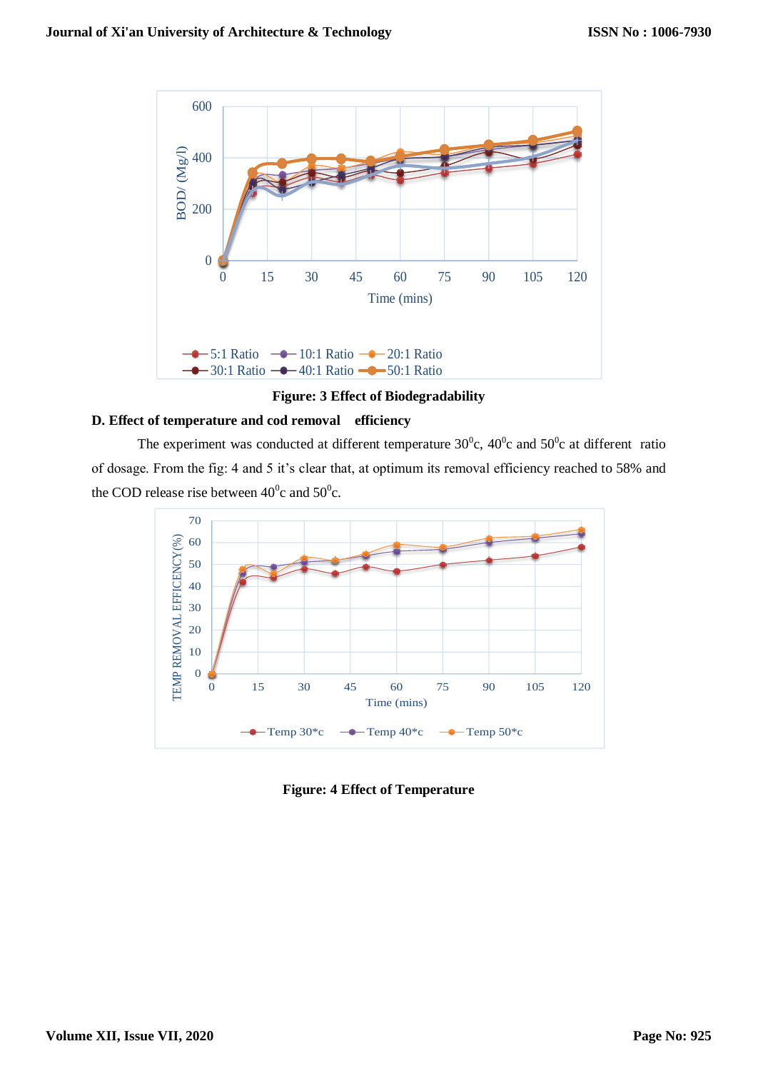Figure: 3 Effect of Biodegradability

### D. Effect of temperature and cod removal efficiency

The experiment was conducted at different temperature $30^0$c, $40^0$c and $50^0$c at different ratio of dosage. From the fig: 4 and 5 it's clear that, at optimum its removal efficiency reached to 58% and the COD release rise between $40^0$c and $50^0$c.

Figure: 4 Effect of Temperature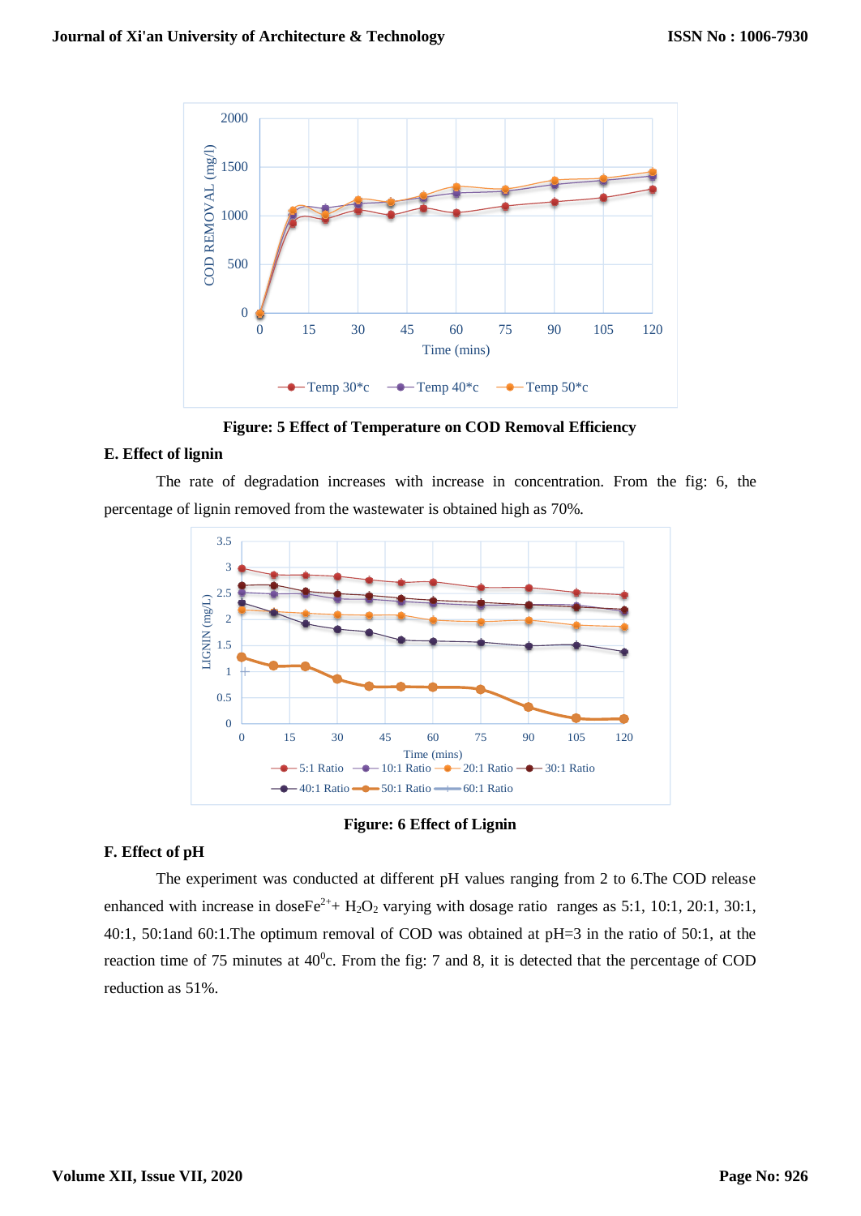Figure: 5 Effect of Temperature on COD Removal Efficiency

### E. Effect of lignin

The rate of degradation increases with increase in concentration. From the fig: 6, the percentage of lignin removed from the wastewater is obtained high as 70%.

Figure: 6 Effect of Lignin

### F. Effect of pH

The experiment was conducted at different pH values ranging from 2 to 6.The COD release enhanced with increase in doseFe$^{2+}$+ $H_2O_2$ varying with dosage ratio ranges as 5:1, 10:1, 20:1, 30:1, 40:1, 50:1and 60:1.The optimum removal of COD was obtained at pH=3 in the ratio of 50:1, at the reaction time of 75 minutes at 40$^0$c. From the fig: 7 and 8, it is detected that the percentage of COD reduction as 51%.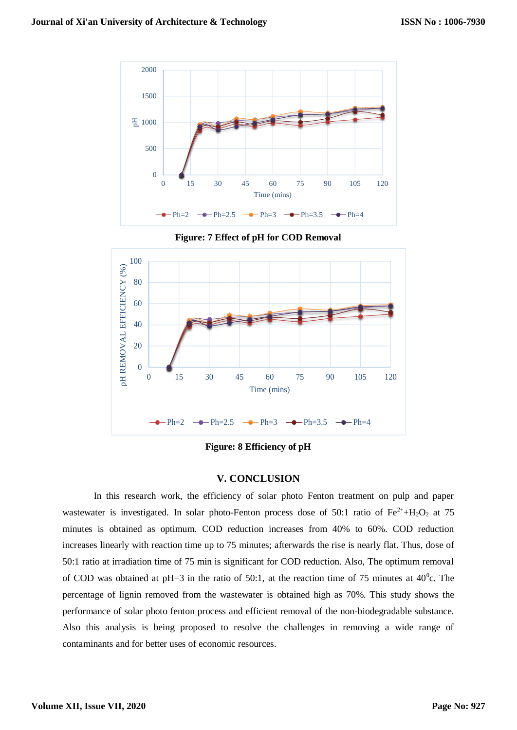Figure: 7 Effect of pH for COD Removal

Figure: 8 Efficiency of pH

## V. CONCLUSION

In this research work, the efficiency of solar photo Fenton treatment on pulp and paper wastewater is investigated. In solar photo-Fenton process dose of 50:1 ratio of $Fe^{2+}$+$H_2O_2$ at 75 minutes is obtained as optimum. COD reduction increases from 40% to 60%. COD reduction increases linearly with reaction time up to 75 minutes; afterwards the rise is nearly flat. Thus, dose of 50:1 ratio at irradiation time of 75 min is significant for COD reduction. Also, The optimum removal of COD was obtained at pH=3 in the ratio of 50:1, at the reaction time of 75 minutes at $40^0$c. The percentage of lignin removed from the wastewater is obtained high as 70%. This study shows the performance of solar photo fenton process and efficient removal of the non-biodegradable substance. Also this analysis is being proposed to resolve the challenges in removing a wide range of contaminants and for better uses of economic resources.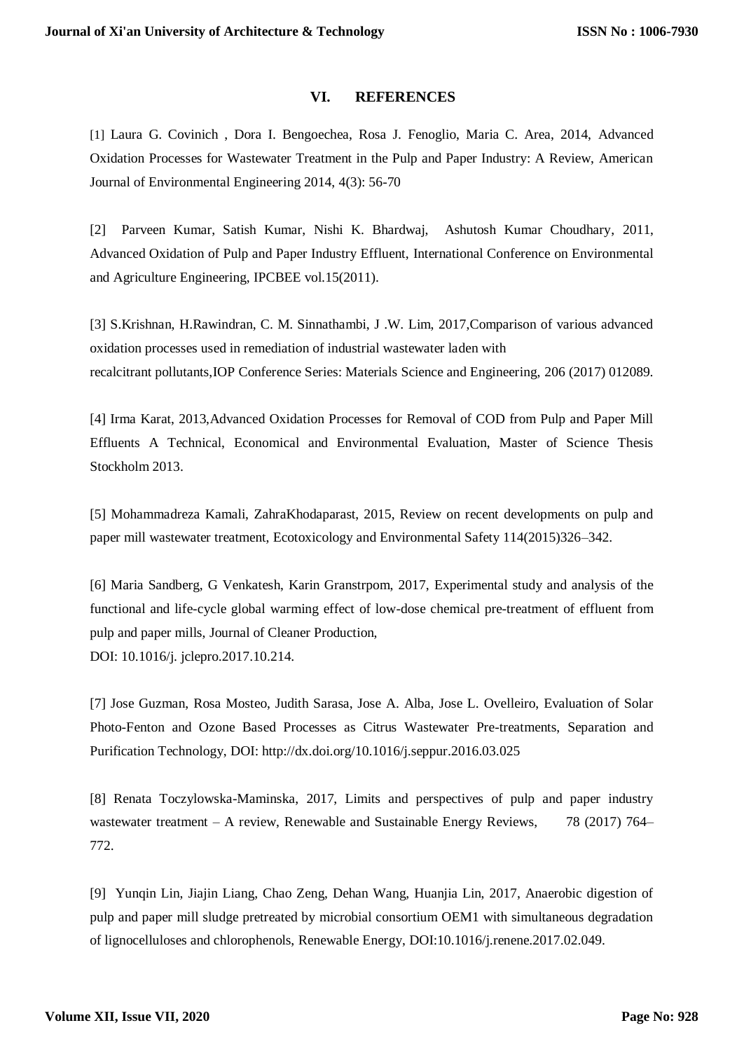## VI. REFERENCES

[1] Laura G. Covinich , Dora I. Bengoechea, Rosa J. Fenoglio, Maria C. Area, 2014, Advanced Oxidation Processes for Wastewater Treatment in the Pulp and Paper Industry: A Review, American Journal of Environmental Engineering 2014, 4(3): 56-70

[2] Parveen Kumar, Satish Kumar, Nishi K. Bhardwaj, Ashutosh Kumar Choudhary, 2011, Advanced Oxidation of Pulp and Paper Industry Effluent, International Conference on Environmental and Agriculture Engineering, IPCBEE vol.15(2011).

[3] S.Krishnan, H.Rawindran, C. M. Sinnathambi, J .W. Lim, 2017,Comparison of various advanced oxidation processes used in remediation of industrial wastewater laden with recalcitrant pollutants,IOP Conference Series: Materials Science and Engineering, 206 (2017) 012089.

[4] Irma Karat, 2013,Advanced Oxidation Processes for Removal of COD from Pulp and Paper Mill Effluents A Technical, Economical and Environmental Evaluation, Master of Science Thesis Stockholm 2013.

[5] Mohammadreza Kamali, ZahraKhodaparast, 2015, Review on recent developments on pulp and paper mill wastewater treatment, Ecotoxicology and Environmental Safety 114(2015)326–342.

[6] Maria Sandberg, G Venkatesh, Karin Granstrpom, 2017, Experimental study and analysis of the functional and life-cycle global warming effect of low-dose chemical pre-treatment of effluent from pulp and paper mills, Journal of Cleaner Production, DOI: 10.1016/j. jclepro.2017.10.214.

[7] Jose Guzman, Rosa Mosteo, Judith Sarasa, Jose A. Alba, Jose L. Ovelleiro, Evaluation of Solar Photo-Fenton and Ozone Based Processes as Citrus Wastewater Pre-treatments, Separation and Purification Technology, DOI: http://dx.doi.org/10.1016/j.seppur.2016.03.025

[8] Renata Toczylowska-Maminska, 2017, Limits and perspectives of pulp and paper industry wastewater treatment – A review, Renewable and Sustainable Energy Reviews, 78 (2017) 764–772.

[9] Yunqin Lin, Jiajin Liang, Chao Zeng, Dehan Wang, Huanjia Lin, 2017, Anaerobic digestion of pulp and paper mill sludge pretreated by microbial consortium OEM1 with simultaneous degradation of lignocelluloses and chlorophenols, Renewable Energy, DOI:10.1016/j.renene.2017.02.049.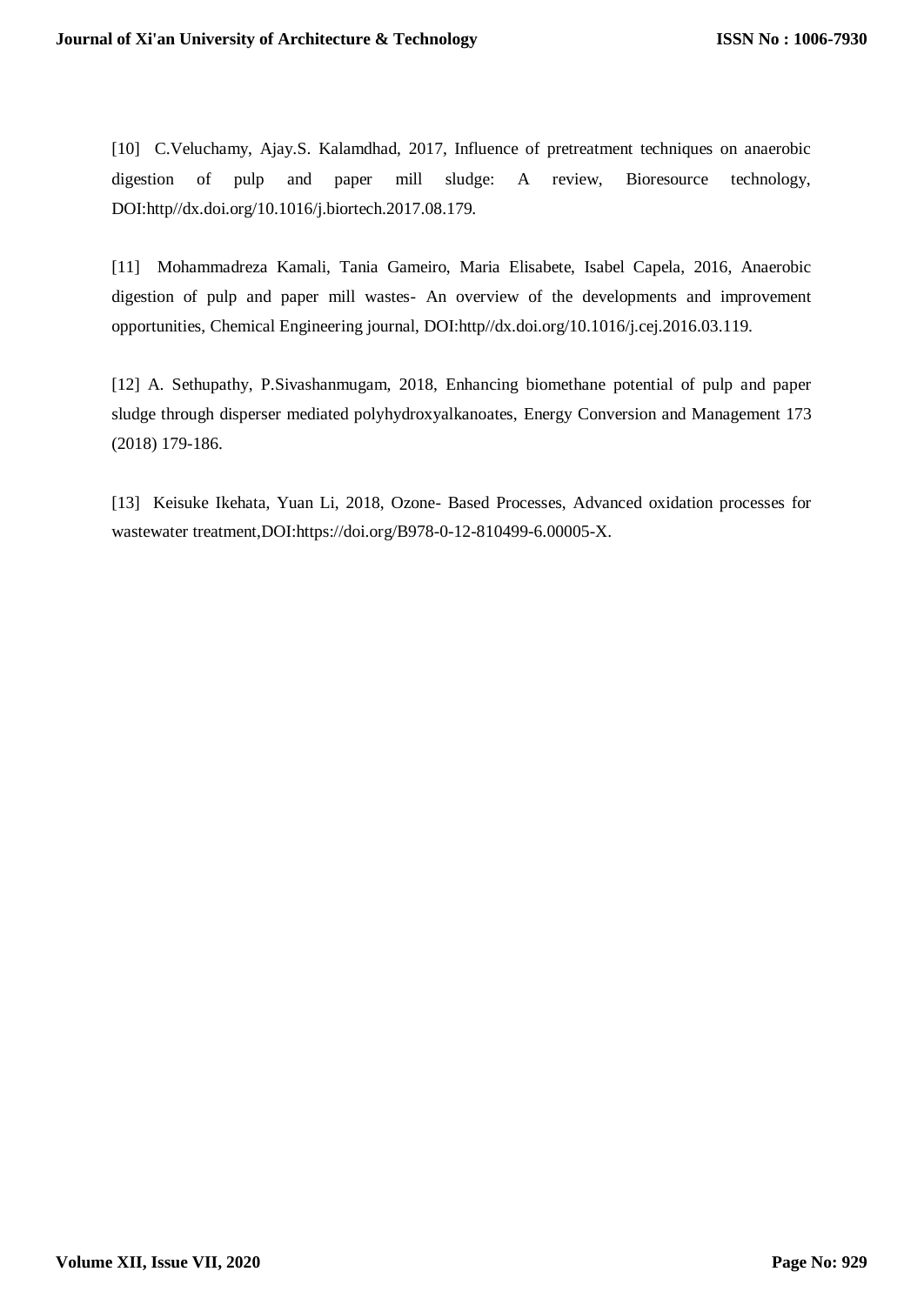[10] C.Veluchamy, Ajay.S. Kalamdhad, 2017, Influence of pretreatment techniques on anaerobic digestion of pulp and paper mill sludge: A review, Bioresource technology, DOI:http//dx.doi.org/10.1016/j.biortech.2017.08.179.

[11] Mohammadreza Kamali, Tania Gameiro, Maria Elisabete, Isabel Capela, 2016, Anaerobic digestion of pulp and paper mill wastes- An overview of the developments and improvement opportunities, Chemical Engineering journal, DOI:http//dx.doi.org/10.1016/j.cej.2016.03.119.

[12] A. Sethupathy, P.Sivashanmugam, 2018, Enhancing biomethane potential of pulp and paper sludge through disperser mediated polyhydroxyalkanoates, Energy Conversion and Management 173 (2018) 179-186.

[13] Keisuke Ikehata, Yuan Li, 2018, Ozone- Based Processes, Advanced oxidation processes for wastewater treatment,DOI:https://doi.org/B978-0-12-810499-6.00005-X.